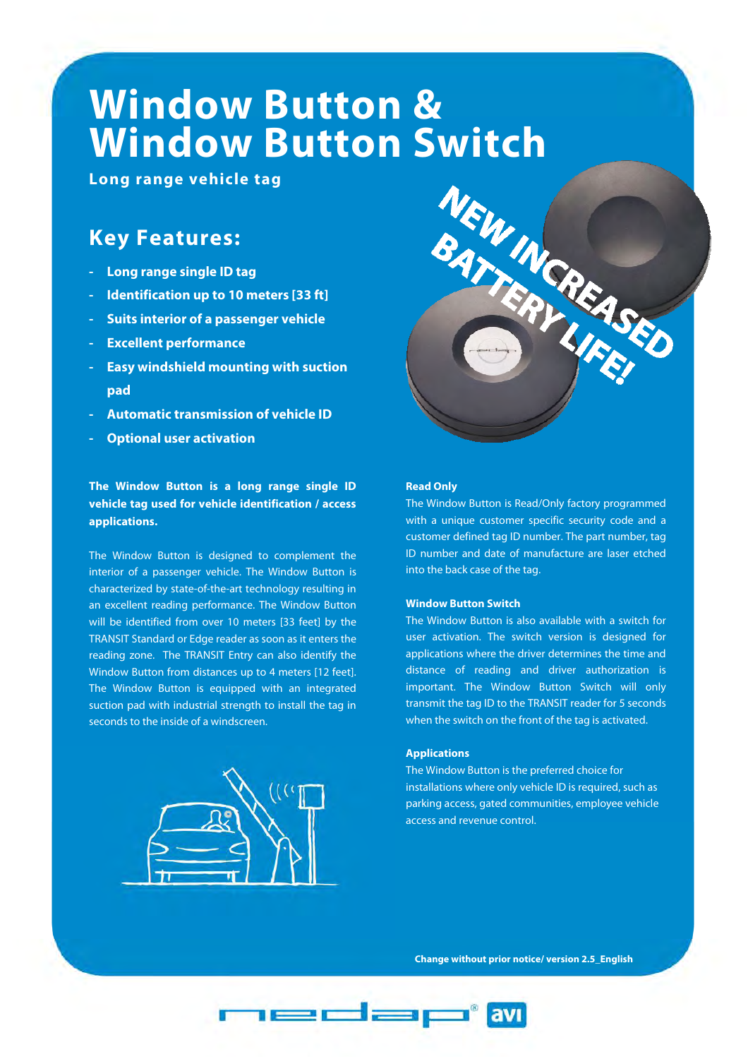# Window Button & Window Button Switch

**Long range vehicle tag**

NEW INCREASED BATTERY LIFE!

## Key Features:

- **Long range single ID tag**
- **Identification up to 10 meters [33 ft]**
- **Suits interior of a passenger vehicle**
- **Excellent performance**
- **Easy windshield mounting with suction pad**
- **Automatic transmission of vehicle ID**
- **Optional user activation**

**The Window Button is a long range single ID vehicle tag used for vehicle identification / access applications.**

The Window Button is designed to complement the interior of a passenger vehicle. The Window Button is characterized by state-of-the-art technology resulting in an excellent reading performance. The Window Button will be identified from over 10 meters [33 feet] by the TRANSIT Standard or Edge reader as soon as it enters the reading zone. The TRANSIT Entry can also identify the Window Button from distances up to 4 meters [12 feet]. The Window Button is equipped with an integrated suction pad with industrial strength to install the tag in seconds to the inside of a windscreen.

### Read Only

The Window Button is Read/Only factory programmed with a unique customer specific security code and a customer defined tag ID number. The part number, tag ID number and date of manufacture are laser etched into the back case of the tag.

### Window Button Switch

The Window Button is also available with a switch for user activation. The switch version is designed for applications where the driver determines the time and distance of reading and driver authorization is important. The Window Button Switch will only transmit the tag ID to the TRANSIT reader for 5 seconds when the switch on the front of the tag is activated.

### Applications

The Window Button is the preferred choice for installations where only vehicle ID is required, such as parking access, gated communities, employee vehicle access and revenue control.

**Change without prior notice/ version 2.5_English**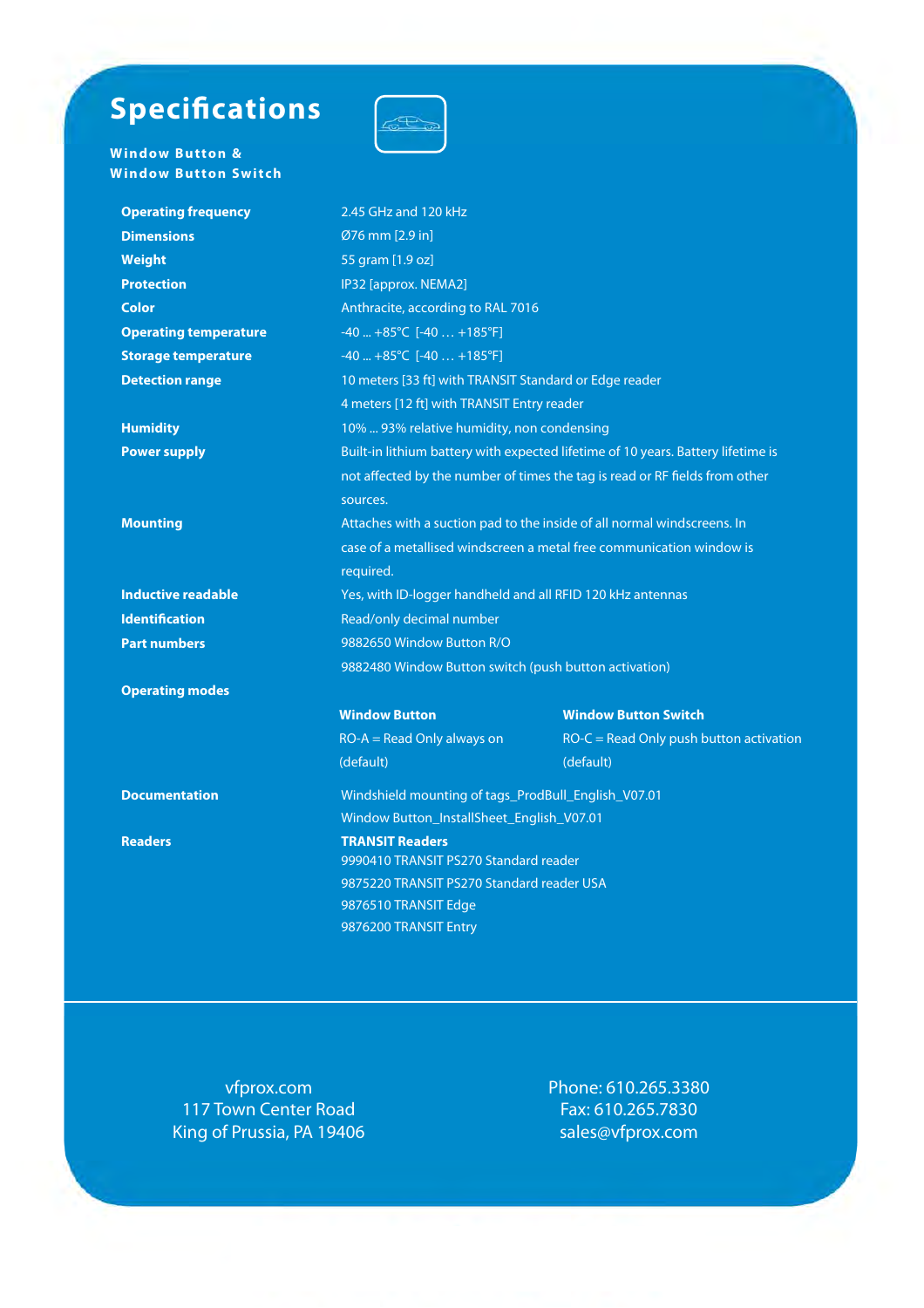# Specifications

**Window Button & Window Button Switch**

| | |
|---|---|
| **Operating frequency** | 2.45 GHz and 120 kHz |
| **Dimensions** | Ø76 mm [2.9 in] |
| **Weight** | 55 gram [1.9 oz] |
| **Protection** | IP32 [approx. NEMA2] |
| **Color** | Anthracite, according to RAL 7016 |
| **Operating temperature** | -40 ... +85°C [-40 … +185°F] |
| **Storage temperature** | -40 ... +85°C [-40 … +185°F] |
| **Detection range** | 10 meters [33 ft] with TRANSIT Standard or Edge reader<br>4 meters [12 ft] with TRANSIT Entry reader |
| **Humidity** | 10% ... 93% relative humidity, non condensing |
| **Power supply** | Built-in lithium battery with expected lifetime of 10 years. Battery lifetime is not affected by the number of times the tag is read or RF fields from other sources. |
| **Mounting** | Attaches with a suction pad to the inside of all normal windscreens. In case of a metallised windscreen a metal free communication window is required. |
| **Inductive readable** | Yes, with ID-logger handheld and all RFID 120 kHz antennas |
| **Identification** | Read/only decimal number |
| **Part numbers** | 9882650 Window Button R/O<br>9882480 Window Button switch (push button activation) |

**Operating modes**

| Window Button | Window Button Switch |
|---|---|
| RO-A = Read Only always on (default) | RO-C = Read Only push button activation (default) |

| | |
|---|---|
| **Documentation** | Windshield mounting of tags_ProdBull_English_V07.01<br>Window Button_InstallSheet_English_V07.01 |
| **Readers** | **TRANSIT Readers**<br>9990410 TRANSIT PS270 Standard reader<br>9875220 TRANSIT PS270 Standard reader USA<br>9876510 TRANSIT Edge<br>9876200 TRANSIT Entry |

vfprox.com
117 Town Center Road
King of Prussia, PA 19406

Phone: 610.265.3380
Fax: 610.265.7830
sales@vfprox.com